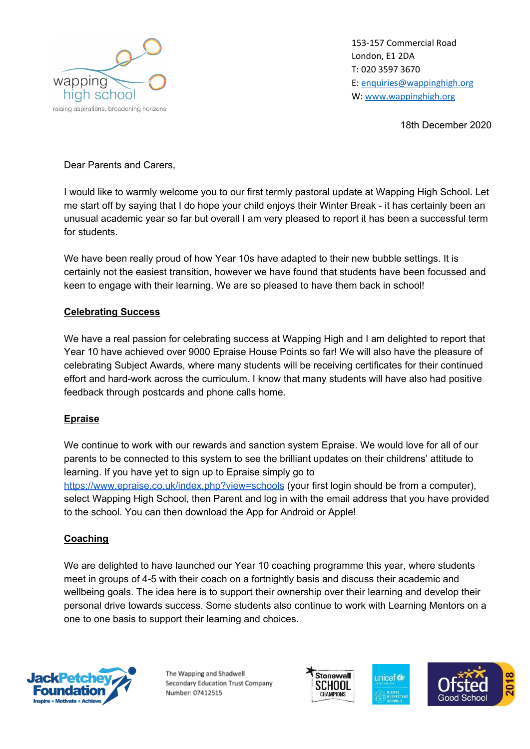wapping high school
raising aspirations, broadening horizons

153-157 Commercial Road
London, E1 2DA
T: 020 3597 3670
E: enquiries@wappinghigh.org
W: www.wappinghigh.org

18th December 2020

Dear Parents and Carers,

I would like to warmly welcome you to our first termly pastoral update at Wapping High School. Let me start off by saying that I do hope your child enjoys their Winter Break - it has certainly been an unusual academic year so far but overall I am very pleased to report it has been a successful term for students.

We have been really proud of how Year 10s have adapted to their new bubble settings. It is certainly not the easiest transition, however we have found that students have been focussed and keen to engage with their learning. We are so pleased to have them back in school!

## Celebrating Success

We have a real passion for celebrating success at Wapping High and I am delighted to report that Year 10 have achieved over 9000 Epraise House Points so far! We will also have the pleasure of celebrating Subject Awards, where many students will be receiving certificates for their continued effort and hard-work across the curriculum. I know that many students will have also had positive feedback through postcards and phone calls home.

## Epraise

We continue to work with our rewards and sanction system Epraise. We would love for all of our parents to be connected to this system to see the brilliant updates on their childrens' attitude to learning. If you have yet to sign up to Epraise simply go to https://www.epraise.co.uk/index.php?view=schools (your first login should be from a computer), select Wapping High School, then Parent and log in with the email address that you have provided to the school. You can then download the App for Android or Apple!

## Coaching

We are delighted to have launched our Year 10 coaching programme this year, where students meet in groups of 4-5 with their coach on a fortnightly basis and discuss their academic and wellbeing goals. The idea here is to support their ownership over their learning and develop their personal drive towards success. Some students also continue to work with Learning Mentors on a one to one basis to support their learning and choices.

The Wapping and Shadwell Secondary Education Trust Company Number: 07412515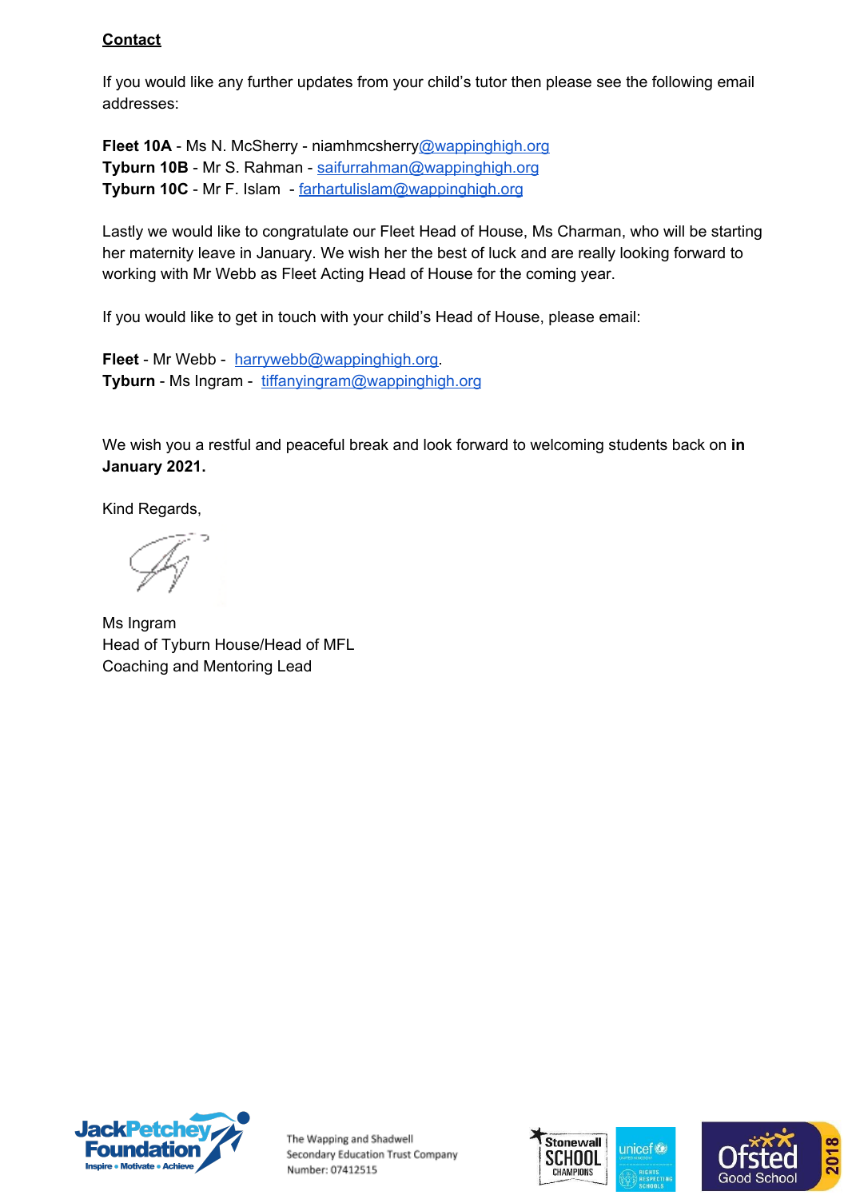**Contact**

If you would like any further updates from your child's tutor then please see the following email addresses:

**Fleet 10A** - Ms N. McSherry - niamhmcsherry@wappinghigh.org
**Tyburn 10B** - Mr S. Rahman - saifurrahman@wappinghigh.org
**Tyburn 10C** - Mr F. Islam - farhartulislam@wappinghigh.org

Lastly we would like to congratulate our Fleet Head of House, Ms Charman, who will be starting her maternity leave in January. We wish her the best of luck and are really looking forward to working with Mr Webb as Fleet Acting Head of House for the coming year.

If you would like to get in touch with your child's Head of House, please email:

**Fleet** - Mr Webb - harrywebb@wappinghigh.org.
**Tyburn** - Ms Ingram - tiffanyingram@wappinghigh.org

We wish you a restful and peaceful break and look forward to welcoming students back on **in January 2021.**

Kind Regards,

Ms Ingram
Head of Tyburn House/Head of MFL
Coaching and Mentoring Lead

The Wapping and Shadwell Secondary Education Trust Company Number: 07412515